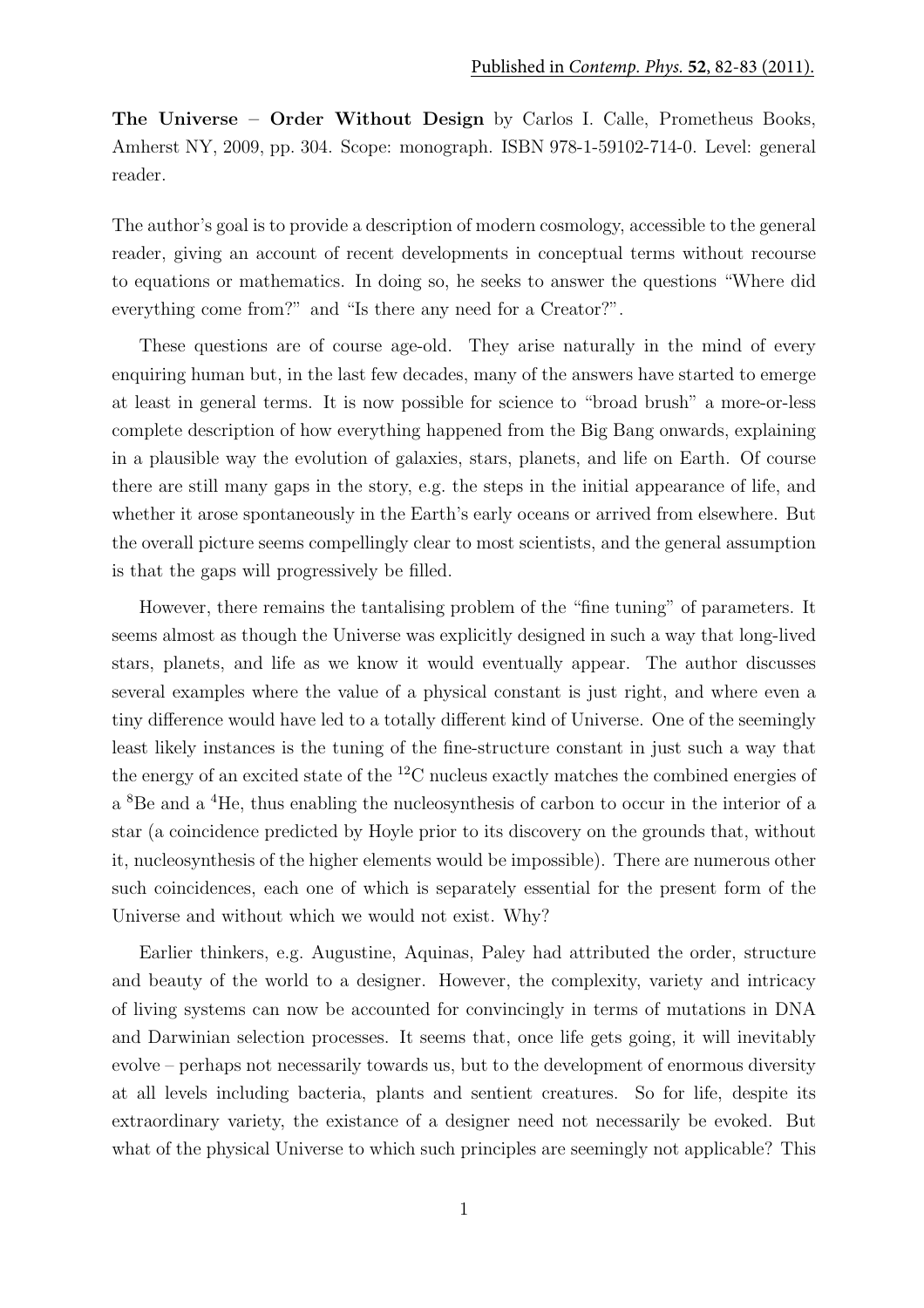Published in *Contemp. Phys.* **52**, 82-83 (2011).

**The Universe – Order Without Design** by Carlos I. Calle, Prometheus Books, Amherst NY, 2009, pp. 304. Scope: monograph. ISBN 978-1-59102-714-0. Level: general reader.

The author's goal is to provide a description of modern cosmology, accessible to the general reader, giving an account of recent developments in conceptual terms without recourse to equations or mathematics. In doing so, he seeks to answer the questions "Where did everything come from?" and "Is there any need for a Creator?".

These questions are of course age-old. They arise naturally in the mind of every enquiring human but, in the last few decades, many of the answers have started to emerge at least in general terms. It is now possible for science to "broad brush" a more-or-less complete description of how everything happened from the Big Bang onwards, explaining in a plausible way the evolution of galaxies, stars, planets, and life on Earth. Of course there are still many gaps in the story, e.g. the steps in the initial appearance of life, and whether it arose spontaneously in the Earth's early oceans or arrived from elsewhere. But the overall picture seems compellingly clear to most scientists, and the general assumption is that the gaps will progressively be filled.

However, there remains the tantalising problem of the "fine tuning" of parameters. It seems almost as though the Universe was explicitly designed in such a way that long-lived stars, planets, and life as we know it would eventually appear. The author discusses several examples where the value of a physical constant is just right, and where even a tiny difference would have led to a totally different kind of Universe. One of the seemingly least likely instances is the tuning of the fine-structure constant in just such a way that the energy of an excited state of the $^{12}$C nucleus exactly matches the combined energies of a $^{8}$Be and a $^{4}$He, thus enabling the nucleosynthesis of carbon to occur in the interior of a star (a coincidence predicted by Hoyle prior to its discovery on the grounds that, without it, nucleosynthesis of the higher elements would be impossible). There are numerous other such coincidences, each one of which is separately essential for the present form of the Universe and without which we would not exist. Why?

Earlier thinkers, e.g. Augustine, Aquinas, Paley had attributed the order, structure and beauty of the world to a designer. However, the complexity, variety and intricacy of living systems can now be accounted for convincingly in terms of mutations in DNA and Darwinian selection processes. It seems that, once life gets going, it will inevitably evolve – perhaps not necessarily towards us, but to the development of enormous diversity at all levels including bacteria, plants and sentient creatures. So for life, despite its extraordinary variety, the existance of a designer need not necessarily be evoked. But what of the physical Universe to which such principles are seemingly not applicable? This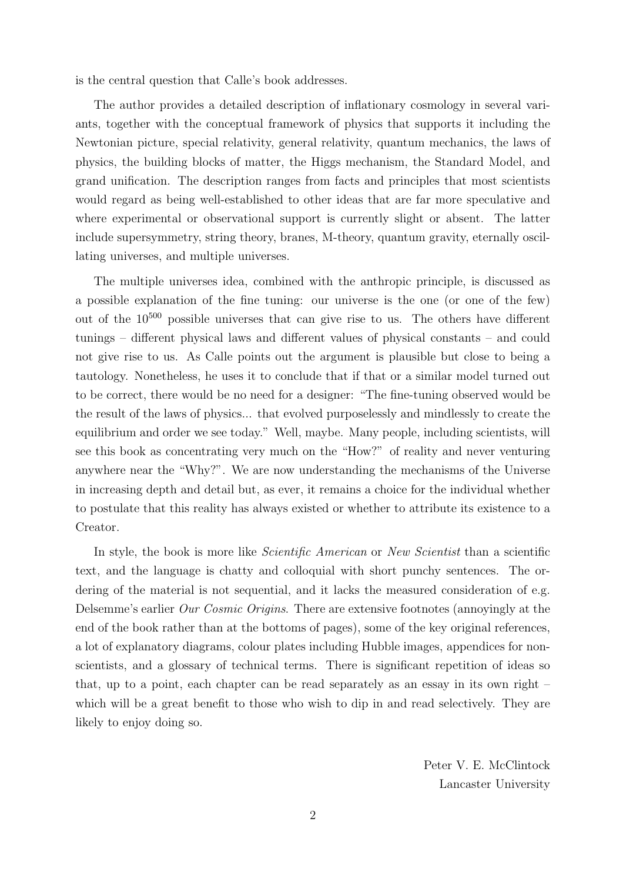is the central question that Calle's book addresses.

The author provides a detailed description of inflationary cosmology in several variants, together with the conceptual framework of physics that supports it including the Newtonian picture, special relativity, general relativity, quantum mechanics, the laws of physics, the building blocks of matter, the Higgs mechanism, the Standard Model, and grand unification. The description ranges from facts and principles that most scientists would regard as being well-established to other ideas that are far more speculative and where experimental or observational support is currently slight or absent. The latter include supersymmetry, string theory, branes, M-theory, quantum gravity, eternally oscillating universes, and multiple universes.

The multiple universes idea, combined with the anthropic principle, is discussed as a possible explanation of the fine tuning: our universe is the one (or one of the few) out of the $10^{500}$ possible universes that can give rise to us. The others have different tunings – different physical laws and different values of physical constants – and could not give rise to us. As Calle points out the argument is plausible but close to being a tautology. Nonetheless, he uses it to conclude that if that or a similar model turned out to be correct, there would be no need for a designer: "The fine-tuning observed would be the result of the laws of physics... that evolved purposelessly and mindlessly to create the equilibrium and order we see today." Well, maybe. Many people, including scientists, will see this book as concentrating very much on the "How?" of reality and never venturing anywhere near the "Why?". We are now understanding the mechanisms of the Universe in increasing depth and detail but, as ever, it remains a choice for the individual whether to postulate that this reality has always existed or whether to attribute its existence to a Creator.

In style, the book is more like *Scientific American* or *New Scientist* than a scientific text, and the language is chatty and colloquial with short punchy sentences. The ordering of the material is not sequential, and it lacks the measured consideration of e.g. Delsemme's earlier *Our Cosmic Origins*. There are extensive footnotes (annoyingly at the end of the book rather than at the bottoms of pages), some of the key original references, a lot of explanatory diagrams, colour plates including Hubble images, appendices for non-scientists, and a glossary of technical terms. There is significant repetition of ideas so that, up to a point, each chapter can be read separately as an essay in its own right – which will be a great benefit to those who wish to dip in and read selectively. They are likely to enjoy doing so.

Peter V. E. McClintock
Lancaster University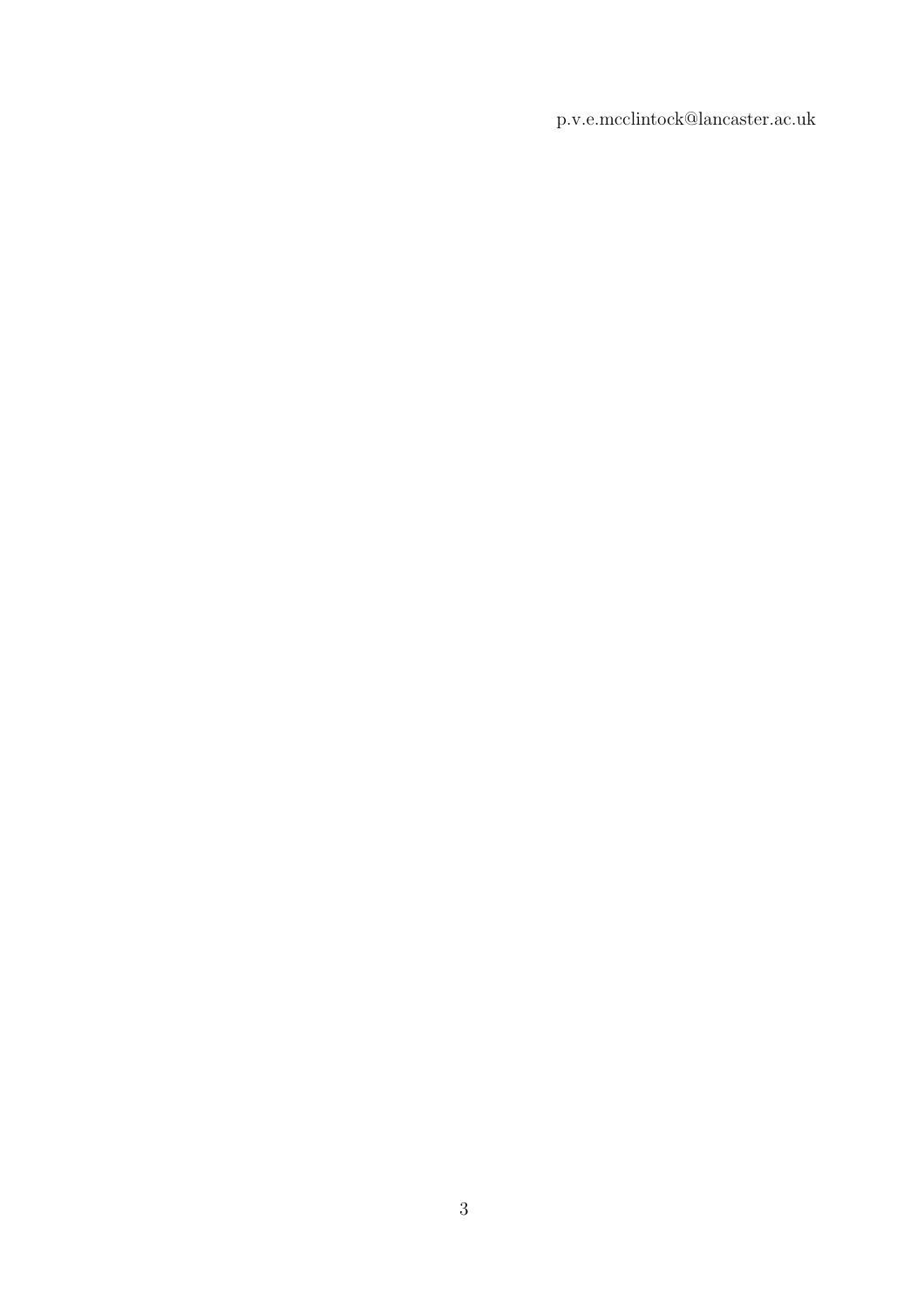p.v.e.mcclintock@lancaster.ac.uk